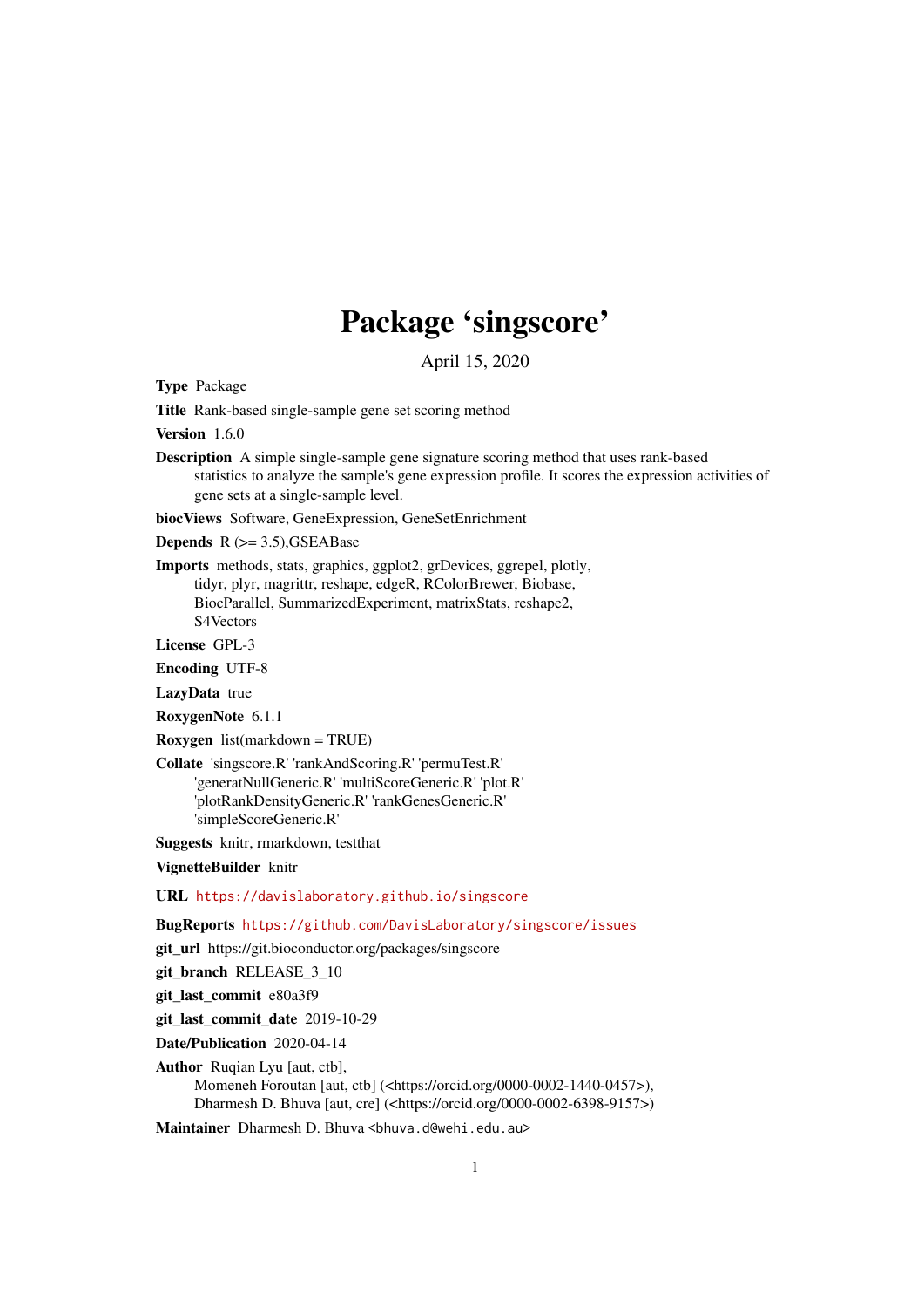# Package 'singscore'

April 15, 2020

**Type** Package

**Title** Rank-based single-sample gene set scoring method

**Version** 1.6.0

**Description** A simple single-sample gene signature scoring method that uses rank-based statistics to analyze the sample's gene expression profile. It scores the expression activities of gene sets at a single-sample level.

**biocViews** Software, GeneExpression, GeneSetEnrichment

**Depends** R (>= 3.5),GSEABase

**Imports** methods, stats, graphics, ggplot2, grDevices, ggrepel, plotly, tidyr, plyr, magrittr, reshape, edgeR, RColorBrewer, Biobase, BiocParallel, SummarizedExperiment, matrixStats, reshape2, S4Vectors

**License** GPL-3

**Encoding** UTF-8

**LazyData** true

**RoxygenNote** 6.1.1

**Roxygen** list(markdown = TRUE)

**Collate** 'singscore.R' 'rankAndScoring.R' 'permuTest.R' 'generatNullGeneric.R' 'multiScoreGeneric.R' 'plot.R' 'plotRankDensityGeneric.R' 'rankGenesGeneric.R' 'simpleScoreGeneric.R'

**Suggests** knitr, rmarkdown, testthat

**VignetteBuilder** knitr

**URL** https://davislaboratory.github.io/singscore

**BugReports** https://github.com/DavisLaboratory/singscore/issues

**git_url** https://git.bioconductor.org/packages/singscore

**git_branch** RELEASE_3_10

**git_last_commit** e80a3f9

**git_last_commit_date** 2019-10-29

**Date/Publication** 2020-04-14

**Author** Ruqian Lyu [aut, ctb],
Momeneh Foroutan [aut, ctb] (<https://orcid.org/0000-0002-1440-0457>),
Dharmesh D. Bhuva [aut, cre] (<https://orcid.org/0000-0002-6398-9157>)

**Maintainer** Dharmesh D. Bhuva <bhuva.d@wehi.edu.au>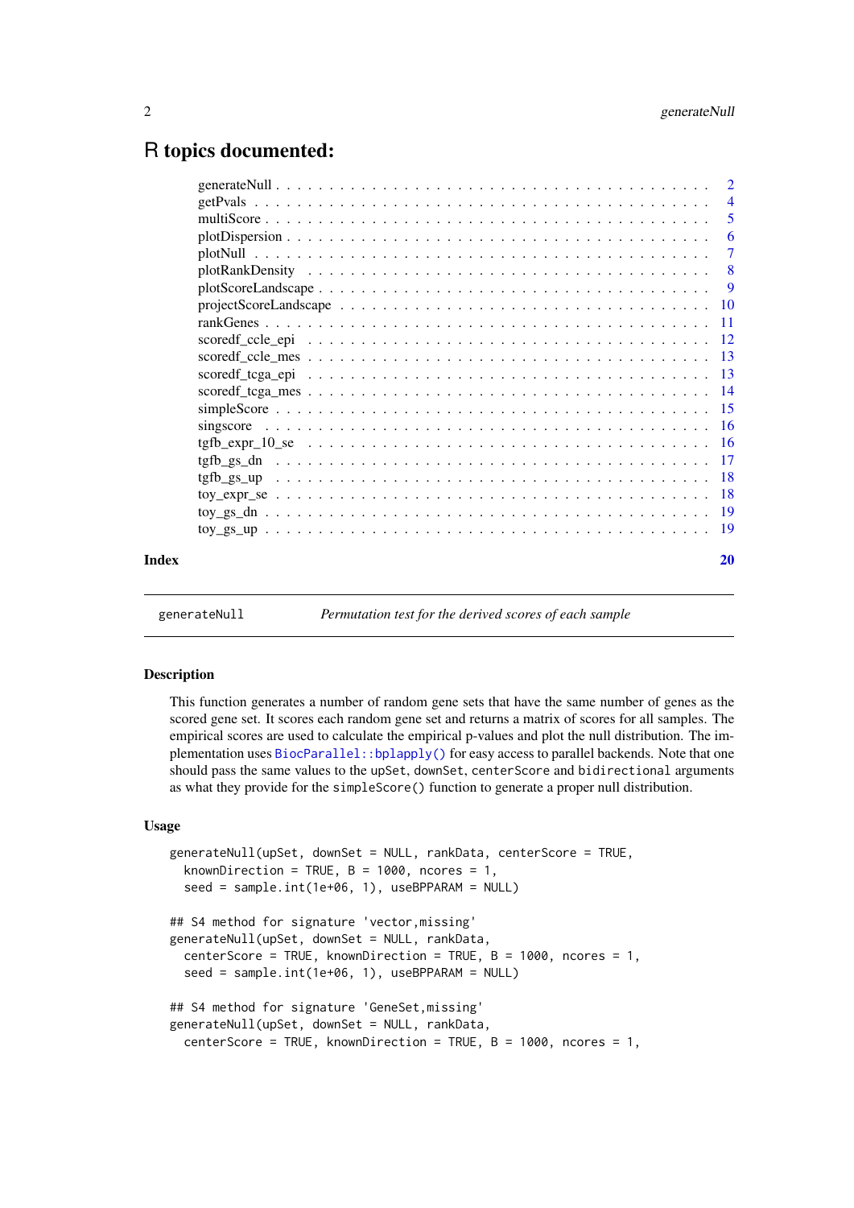# R topics documented:

- generateNull . . . . . . . . . . . . . . . . . . . . . . . . . . . . . . . . . . . . . . 2
- getPvals . . . . . . . . . . . . . . . . . . . . . . . . . . . . . . . . . . . . . . . . 4
- multiScore . . . . . . . . . . . . . . . . . . . . . . . . . . . . . . . . . . . . . . . 5
- plotDispersion . . . . . . . . . . . . . . . . . . . . . . . . . . . . . . . . . . . . . 6
- plotNull . . . . . . . . . . . . . . . . . . . . . . . . . . . . . . . . . . . . . . . . 7
- plotRankDensity . . . . . . . . . . . . . . . . . . . . . . . . . . . . . . . . . . . . 8
- plotScoreLandscape . . . . . . . . . . . . . . . . . . . . . . . . . . . . . . . . . . 9
- projectScoreLandscape . . . . . . . . . . . . . . . . . . . . . . . . . . . . . . . . 10
- rankGenes . . . . . . . . . . . . . . . . . . . . . . . . . . . . . . . . . . . . . . . 11
- scoredf_ccle_epi . . . . . . . . . . . . . . . . . . . . . . . . . . . . . . . . . . . 12
- scoredf_ccle_mes . . . . . . . . . . . . . . . . . . . . . . . . . . . . . . . . . . . 13
- scoredf_tcga_epi . . . . . . . . . . . . . . . . . . . . . . . . . . . . . . . . . . . 13
- scoredf_tcga_mes . . . . . . . . . . . . . . . . . . . . . . . . . . . . . . . . . . . 14
- simpleScore . . . . . . . . . . . . . . . . . . . . . . . . . . . . . . . . . . . . . . 15
- singscore . . . . . . . . . . . . . . . . . . . . . . . . . . . . . . . . . . . . . . . 16
- tgfb_expr_10_se . . . . . . . . . . . . . . . . . . . . . . . . . . . . . . . . . . . 16
- tgfb_gs_dn . . . . . . . . . . . . . . . . . . . . . . . . . . . . . . . . . . . . . . 17
- tgfb_gs_up . . . . . . . . . . . . . . . . . . . . . . . . . . . . . . . . . . . . . . 18
- toy_expr_se . . . . . . . . . . . . . . . . . . . . . . . . . . . . . . . . . . . . . . 18
- toy_gs_dn . . . . . . . . . . . . . . . . . . . . . . . . . . . . . . . . . . . . . . . 19
- toy_gs_up . . . . . . . . . . . . . . . . . . . . . . . . . . . . . . . . . . . . . . . 19

**Index** 20

---

`generateNull` *Permutation test for the derived scores of each sample*

---

### Description

This function generates a number of random gene sets that have the same number of genes as the scored gene set. It scores each random gene set and returns a matrix of scores for all samples. The empirical scores are used to calculate the empirical p-values and plot the null distribution. The implementation uses `BiocParallel::bplapply()` for easy access to parallel backends. Note that one should pass the same values to the `upSet`, `downSet`, `centerScore` and `bidirectional` arguments as what they provide for the `simpleScore()` function to generate a proper null distribution.

### Usage

```
generateNull(upSet, downSet = NULL, rankData, centerScore = TRUE,
  knownDirection = TRUE, B = 1000, ncores = 1,
  seed = sample.int(1e+06, 1), useBPPARAM = NULL)

## S4 method for signature 'vector,missing'
generateNull(upSet, downSet = NULL, rankData,
  centerScore = TRUE, knownDirection = TRUE, B = 1000, ncores = 1,
  seed = sample.int(1e+06, 1), useBPPARAM = NULL)

## S4 method for signature 'GeneSet,missing'
generateNull(upSet, downSet = NULL, rankData,
  centerScore = TRUE, knownDirection = TRUE, B = 1000, ncores = 1,
```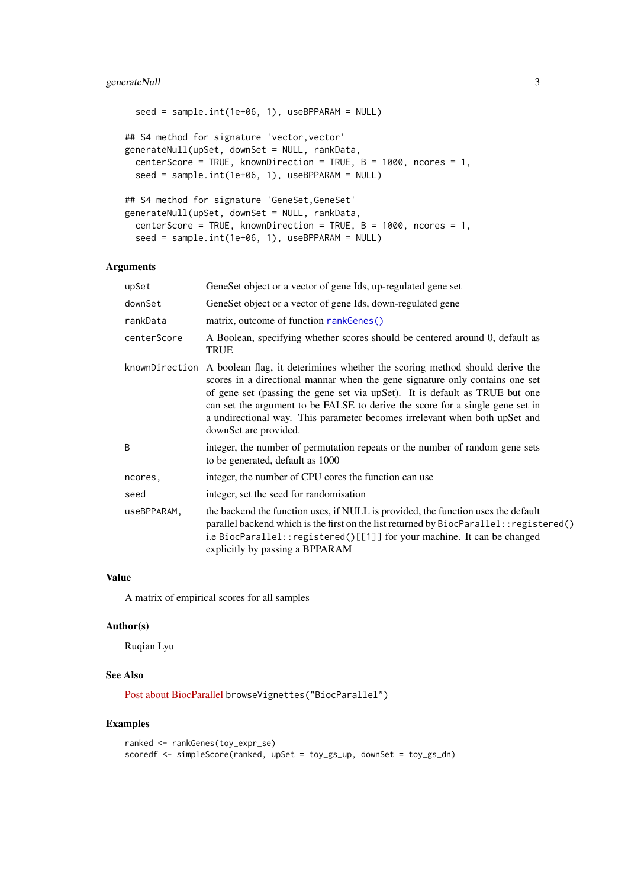```
  seed = sample.int(1e+06, 1), useBPPARAM = NULL)

## S4 method for signature 'vector,vector'
generateNull(upSet, downSet = NULL, rankData,
  centerScore = TRUE, knownDirection = TRUE, B = 1000, ncores = 1,
  seed = sample.int(1e+06, 1), useBPPARAM = NULL)

## S4 method for signature 'GeneSet,GeneSet'
generateNull(upSet, downSet = NULL, rankData,
  centerScore = TRUE, knownDirection = TRUE, B = 1000, ncores = 1,
  seed = sample.int(1e+06, 1), useBPPARAM = NULL)
```

## Arguments

| | |
|---|---|
| `upSet` | GeneSet object or a vector of gene Ids, up-regulated gene set |
| `downSet` | GeneSet object or a vector of gene Ids, down-regulated gene |
| `rankData` | matrix, outcome of function `rankGenes()` |
| `centerScore` | A Boolean, specifying whether scores should be centered around 0, default as TRUE |
| `knownDirection` | A boolean flag, it deterimines whether the scoring method should derive the scores in a directional mannar when the gene signature only contains one set of gene set (passing the gene set via upSet). It is default as TRUE but one can set the argument to be FALSE to derive the score for a single gene set in a undirectional way. This parameter becomes irrelevant when both upSet and downSet are provided. |
| `B` | integer, the number of permutation repeats or the number of random gene sets to be generated, default as 1000 |
| `ncores,` | integer, the number of CPU cores the function can use |
| `seed` | integer, set the seed for randomisation |
| `useBPPARAM,` | the backend the function uses, if NULL is provided, the function uses the default parallel backend which is the first on the list returned by `BiocParallel::registered()` i.e `BiocParallel::registered()[[1]]` for your machine. It can be changed explicitly by passing a BPPARAM |

## Value

A matrix of empirical scores for all samples

## Author(s)

Ruqian Lyu

## See Also

Post about BiocParallel `browseVignettes("BiocParallel")`

## Examples

```
ranked <- rankGenes(toy_expr_se)
scoredf <- simpleScore(ranked, upSet = toy_gs_up, downSet = toy_gs_dn)
```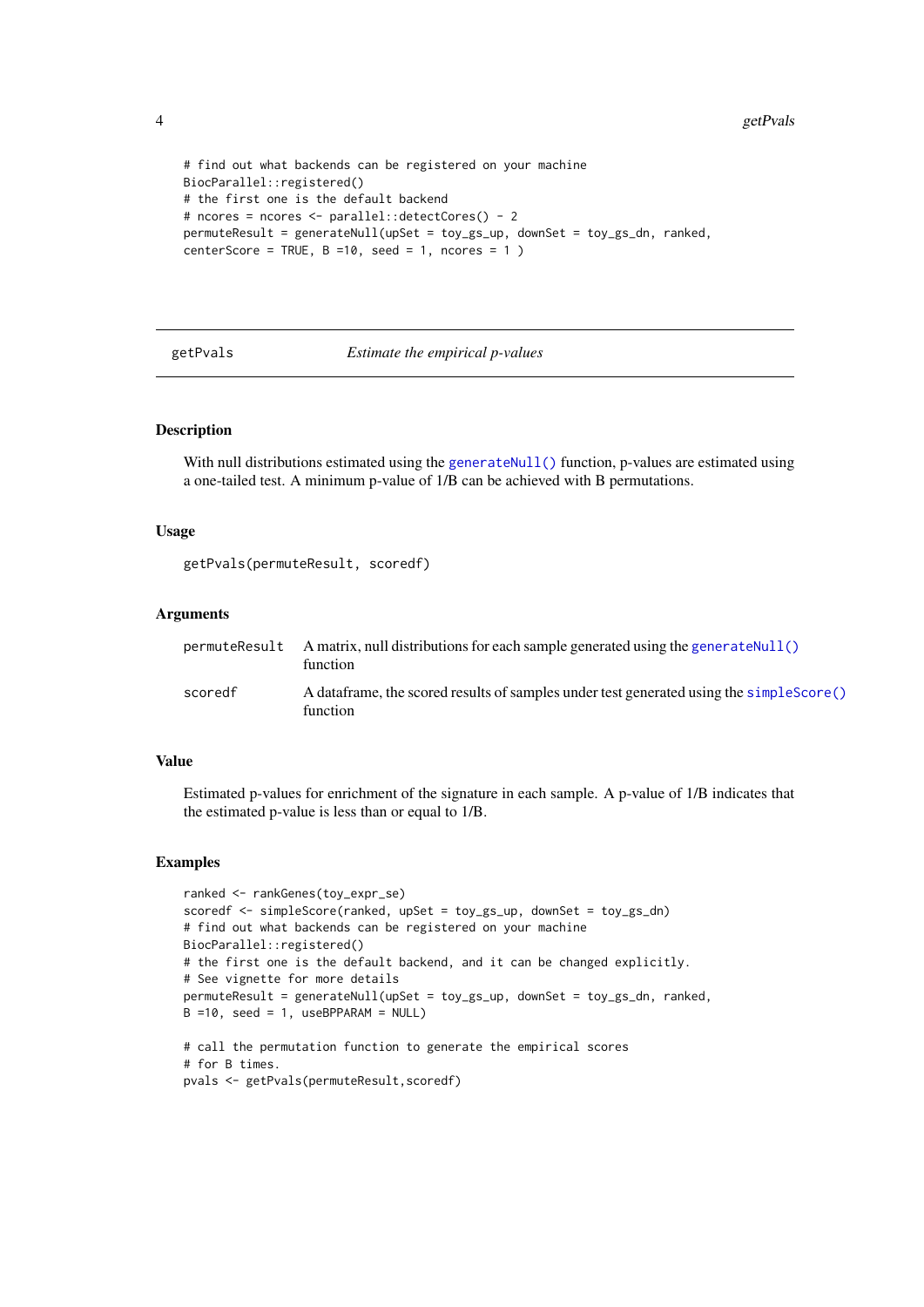```
# find out what backends can be registered on your machine
BiocParallel::registered()
# the first one is the default backend
# ncores = ncores <- parallel::detectCores() - 2
permuteResult = generateNull(upSet = toy_gs_up, downSet = toy_gs_dn, ranked,
centerScore = TRUE, B =10, seed = 1, ncores = 1 )
```

## getPvals — *Estimate the empirical p-values*

### Description

With null distributions estimated using the `generateNull()` function, p-values are estimated using a one-tailed test. A minimum p-value of 1/B can be achieved with B permutations.

### Usage

```
getPvals(permuteResult, scoredf)
```

### Arguments

| | |
|---|---|
| `permuteResult` | A matrix, null distributions for each sample generated using the `generateNull()` function |
| `scoredf` | A dataframe, the scored results of samples under test generated using the `simpleScore()` function |

### Value

Estimated p-values for enrichment of the signature in each sample. A p-value of 1/B indicates that the estimated p-value is less than or equal to 1/B.

### Examples

```
ranked <- rankGenes(toy_expr_se)
scoredf <- simpleScore(ranked, upSet = toy_gs_up, downSet = toy_gs_dn)
# find out what backends can be registered on your machine
BiocParallel::registered()
# the first one is the default backend, and it can be changed explicitly.
# See vignette for more details
permuteResult = generateNull(upSet = toy_gs_up, downSet = toy_gs_dn, ranked,
B =10, seed = 1, useBPPARAM = NULL)

# call the permutation function to generate the empirical scores
# for B times.
pvals <- getPvals(permuteResult,scoredf)
```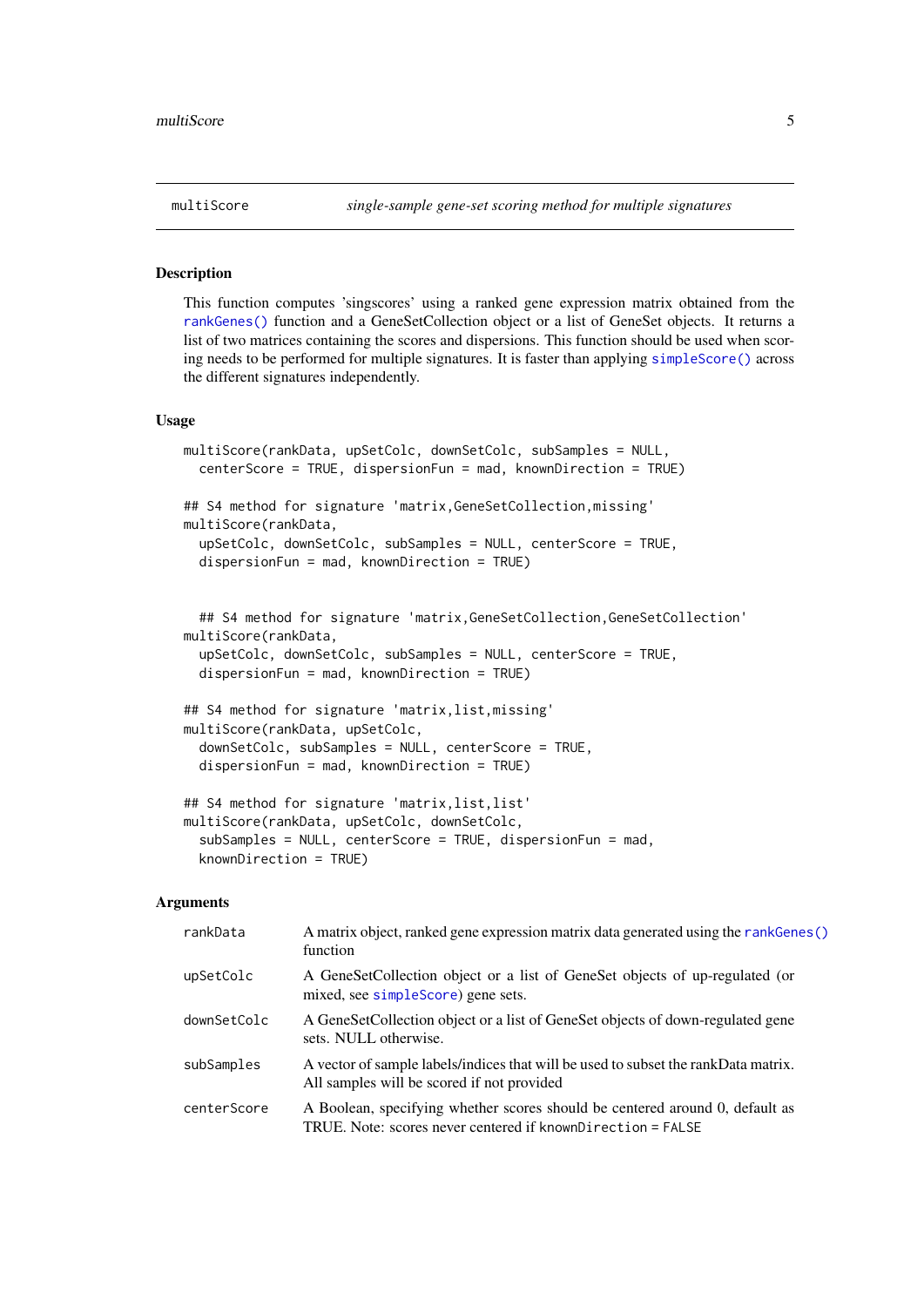multiScore — *single-sample gene-set scoring method for multiple signatures*

### Description

This function computes 'singscores' using a ranked gene expression matrix obtained from the `rankGenes()` function and a GeneSetCollection object or a list of GeneSet objects. It returns a list of two matrices containing the scores and dispersions. This function should be used when scoring needs to be performed for multiple signatures. It is faster than applying `simpleScore()` across the different signatures independently.

### Usage

```
multiScore(rankData, upSetColc, downSetColc, subSamples = NULL,
  centerScore = TRUE, dispersionFun = mad, knownDirection = TRUE)

## S4 method for signature 'matrix,GeneSetCollection,missing'
multiScore(rankData,
  upSetColc, downSetColc, subSamples = NULL, centerScore = TRUE,
  dispersionFun = mad, knownDirection = TRUE)


  ## S4 method for signature 'matrix,GeneSetCollection,GeneSetCollection'
multiScore(rankData,
  upSetColc, downSetColc, subSamples = NULL, centerScore = TRUE,
  dispersionFun = mad, knownDirection = TRUE)

## S4 method for signature 'matrix,list,missing'
multiScore(rankData, upSetColc,
  downSetColc, subSamples = NULL, centerScore = TRUE,
  dispersionFun = mad, knownDirection = TRUE)

## S4 method for signature 'matrix,list,list'
multiScore(rankData, upSetColc, downSetColc,
  subSamples = NULL, centerScore = TRUE, dispersionFun = mad,
  knownDirection = TRUE)
```

### Arguments

| | |
|---|---|
| `rankData` | A matrix object, ranked gene expression matrix data generated using the `rankGenes()` function |
| `upSetColc` | A GeneSetCollection object or a list of GeneSet objects of up-regulated (or mixed, see `simpleScore`) gene sets. |
| `downSetColc` | A GeneSetCollection object or a list of GeneSet objects of down-regulated gene sets. NULL otherwise. |
| `subSamples` | A vector of sample labels/indices that will be used to subset the rankData matrix. All samples will be scored if not provided |
| `centerScore` | A Boolean, specifying whether scores should be centered around 0, default as TRUE. Note: scores never centered if `knownDirection = FALSE` |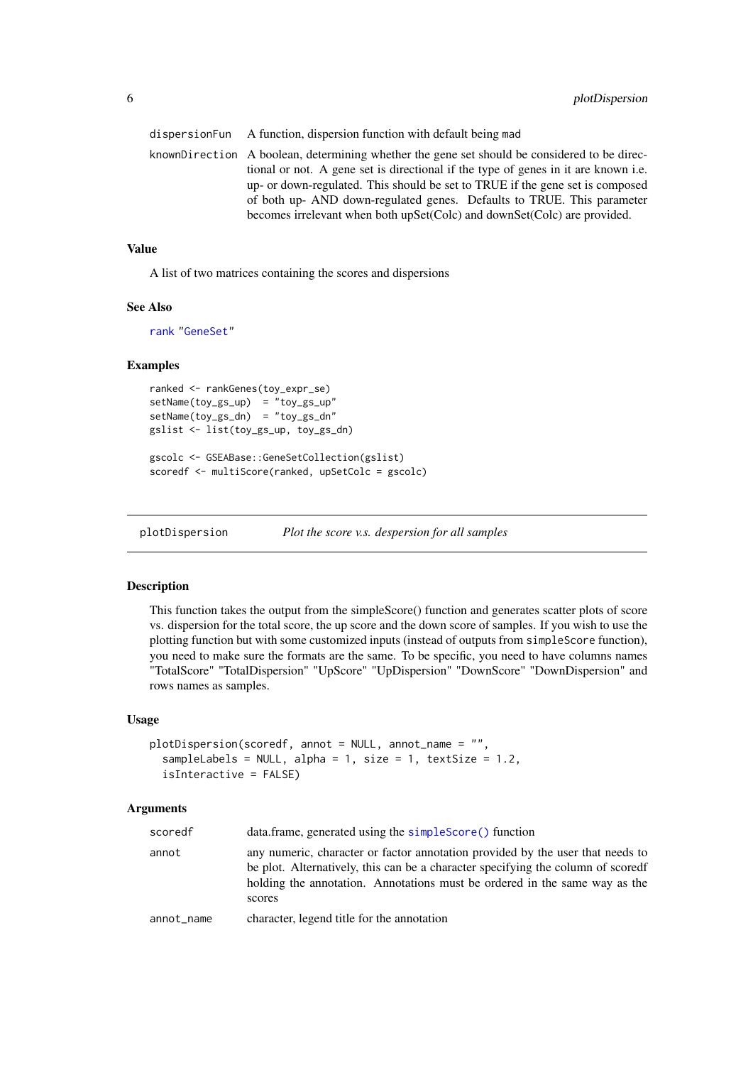| | |
|---|---|
| dispersionFun | A function, dispersion function with default being mad |
| knownDirection | A boolean, determining whether the gene set should be considered to be directional or not. A gene set is directional if the type of genes in it are known i.e. up- or down-regulated. This should be set to TRUE if the gene set is composed of both up- AND down-regulated genes. Defaults to TRUE. This parameter becomes irrelevant when both upSet(Colc) and downSet(Colc) are provided. |

### Value

A list of two matrices containing the scores and dispersions

### See Also

rank "GeneSet"

### Examples

```
ranked <- rankGenes(toy_expr_se)
setName(toy_gs_up)  = "toy_gs_up"
setName(toy_gs_dn)  = "toy_gs_dn"
gslist <- list(toy_gs_up, toy_gs_dn)

gscolc <- GSEABase::GeneSetCollection(gslist)
scoredf <- multiScore(ranked, upSetColc = gscolc)
```

---

## plotDispersion *Plot the score v.s. despersion for all samples*

### Description

This function takes the output from the simpleScore() function and generates scatter plots of score vs. dispersion for the total score, the up score and the down score of samples. If you wish to use the plotting function but with some customized inputs (instead of outputs from simpleScore function), you need to make sure the formats are the same. To be specific, you need to have columns names "TotalScore" "TotalDispersion" "UpScore" "UpDispersion" "DownScore" "DownDispersion" and rows names as samples.

### Usage

```
plotDispersion(scoredf, annot = NULL, annot_name = "",
  sampleLabels = NULL, alpha = 1, size = 1, textSize = 1.2,
  isInteractive = FALSE)
```

### Arguments

| | |
|---|---|
| scoredf | data.frame, generated using the simpleScore() function |
| annot | any numeric, character or factor annotation provided by the user that needs to be plot. Alternatively, this can be a character specifying the column of scoredf holding the annotation. Annotations must be ordered in the same way as the scores |
| annot_name | character, legend title for the annotation |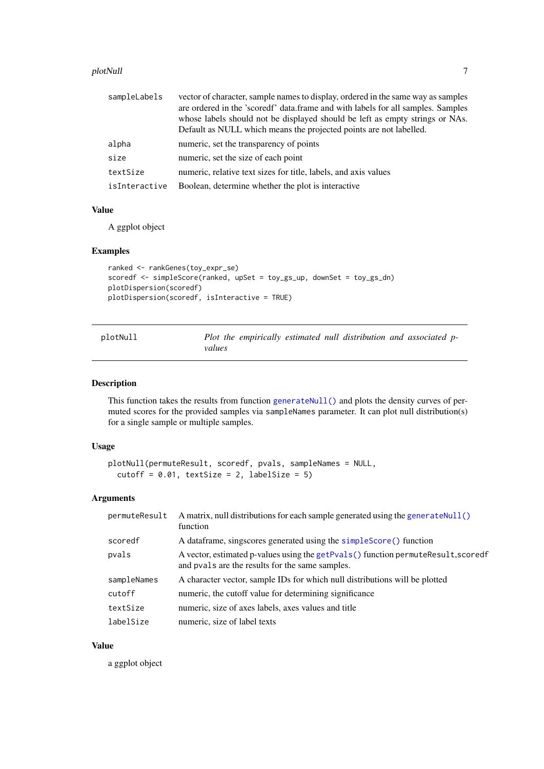| | |
|---|---|
| sampleLabels | vector of character, sample names to display, ordered in the same way as samples are ordered in the 'scoredf' data.frame and with labels for all samples. Samples whose labels should not be displayed should be left as empty strings or NAs. Default as NULL which means the projected points are not labelled. |
| alpha | numeric, set the transparency of points |
| size | numeric, set the size of each point |
| textSize | numeric, relative text sizes for title, labels, and axis values |
| isInteractive | Boolean, determine whether the plot is interactive |

### Value

A ggplot object

### Examples

```
ranked <- rankGenes(toy_expr_se)
scoredf <- simpleScore(ranked, upSet = toy_gs_up, downSet = toy_gs_dn)
plotDispersion(scoredf)
plotDispersion(scoredf, isInteractive = TRUE)
```

---

## plotNull — *Plot the empirically estimated null distribution and associated p-values*

---

### Description

This function takes the results from function `generateNull()` and plots the density curves of permuted scores for the provided samples via `sampleNames` parameter. It can plot null distribution(s) for a single sample or multiple samples.

### Usage

```
plotNull(permuteResult, scoredf, pvals, sampleNames = NULL,
  cutoff = 0.01, textSize = 2, labelSize = 5)
```

### Arguments

| | |
|---|---|
| permuteResult | A matrix, null distributions for each sample generated using the `generateNull()` function |
| scoredf | A dataframe, singscores generated using the `simpleScore()` function |
| pvals | A vector, estimated p-values using the `getPvals()` function `permuteResult`,`scoredf` and `pvals` are the results for the same samples. |
| sampleNames | A character vector, sample IDs for which null distributions will be plotted |
| cutoff | numeric, the cutoff value for determining significance |
| textSize | numeric, size of axes labels, axes values and title |
| labelSize | numeric, size of label texts |

### Value

a ggplot object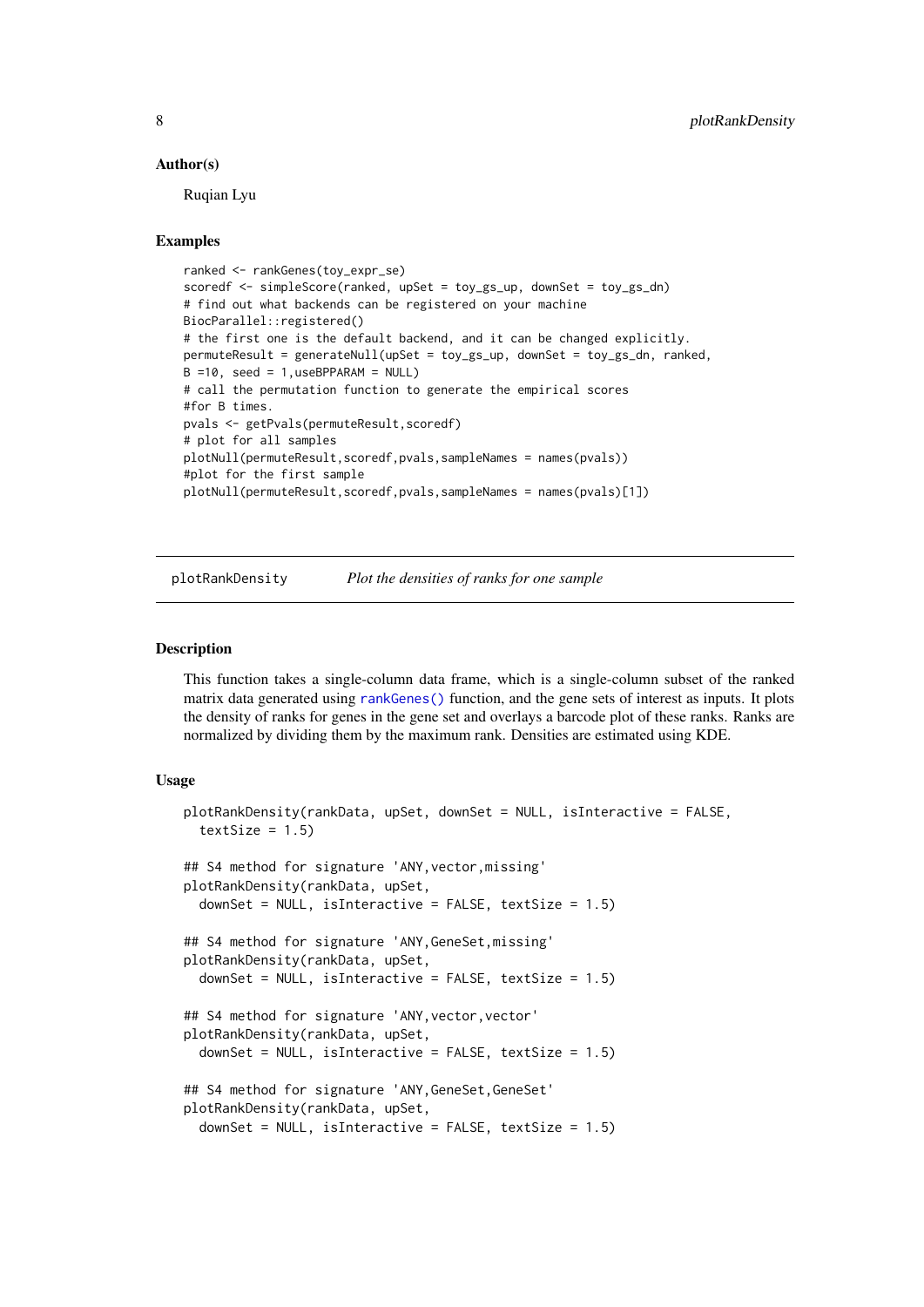### Author(s)

Ruqian Lyu

### Examples

```
ranked <- rankGenes(toy_expr_se)
scoredf <- simpleScore(ranked, upSet = toy_gs_up, downSet = toy_gs_dn)
# find out what backends can be registered on your machine
BiocParallel::registered()
# the first one is the default backend, and it can be changed explicitly.
permuteResult = generateNull(upSet = toy_gs_up, downSet = toy_gs_dn, ranked,
B =10, seed = 1,useBPPARAM = NULL)
# call the permutation function to generate the empirical scores
#for B times.
pvals <- getPvals(permuteResult,scoredf)
# plot for all samples
plotNull(permuteResult,scoredf,pvals,sampleNames = names(pvals))
#plot for the first sample
plotNull(permuteResult,scoredf,pvals,sampleNames = names(pvals)[1])
```

---

## plotRankDensity — *Plot the densities of ranks for one sample*

### Description

This function takes a single-column data frame, which is a single-column subset of the ranked matrix data generated using `rankGenes()` function, and the gene sets of interest as inputs. It plots the density of ranks for genes in the gene set and overlays a barcode plot of these ranks. Ranks are normalized by dividing them by the maximum rank. Densities are estimated using KDE.

### Usage

```
plotRankDensity(rankData, upSet, downSet = NULL, isInteractive = FALSE,
  textSize = 1.5)

## S4 method for signature 'ANY,vector,missing'
plotRankDensity(rankData, upSet,
  downSet = NULL, isInteractive = FALSE, textSize = 1.5)

## S4 method for signature 'ANY,GeneSet,missing'
plotRankDensity(rankData, upSet,
  downSet = NULL, isInteractive = FALSE, textSize = 1.5)

## S4 method for signature 'ANY,vector,vector'
plotRankDensity(rankData, upSet,
  downSet = NULL, isInteractive = FALSE, textSize = 1.5)

## S4 method for signature 'ANY,GeneSet,GeneSet'
plotRankDensity(rankData, upSet,
  downSet = NULL, isInteractive = FALSE, textSize = 1.5)
```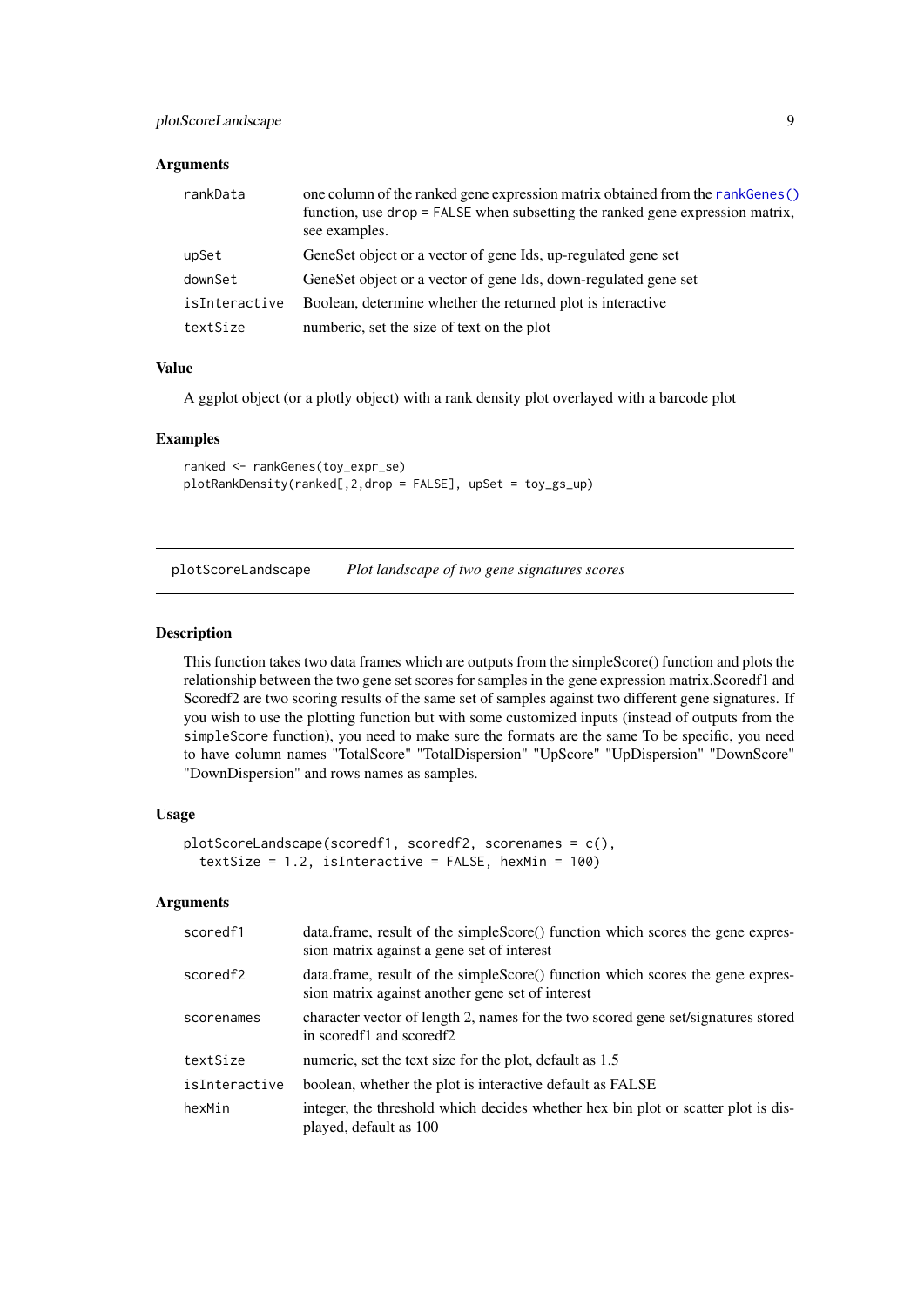### Arguments

| | |
|---|---|
| `rankData` | one column of the ranked gene expression matrix obtained from the `rankGenes()` function, use `drop = FALSE` when subsetting the ranked gene expression matrix, see examples. |
| `upSet` | GeneSet object or a vector of gene Ids, up-regulated gene set |
| `downSet` | GeneSet object or a vector of gene Ids, down-regulated gene set |
| `isInteractive` | Boolean, determine whether the returned plot is interactive |
| `textSize` | numberic, set the size of text on the plot |

### Value

A ggplot object (or a plotly object) with a rank density plot overlayed with a barcode plot

### Examples

```
ranked <- rankGenes(toy_expr_se)
plotRankDensity(ranked[,2,drop = FALSE], upSet = toy_gs_up)
```

---

## plotScoreLandscape    *Plot landscape of two gene signatures scores*

---

### Description

This function takes two data frames which are outputs from the simpleScore() function and plots the relationship between the two gene set scores for samples in the gene expression matrix.Scoredf1 and Scoredf2 are two scoring results of the same set of samples against two different gene signatures. If you wish to use the plotting function but with some customized inputs (instead of outputs from the `simpleScore` function), you need to make sure the formats are the same To be specific, you need to have column names "TotalScore" "TotalDispersion" "UpScore" "UpDispersion" "DownScore" "DownDispersion" and rows names as samples.

### Usage

```
plotScoreLandscape(scoredf1, scoredf2, scorenames = c(),
  textSize = 1.2, isInteractive = FALSE, hexMin = 100)
```

### Arguments

| | |
|---|---|
| `scoredf1` | data.frame, result of the simpleScore() function which scores the gene expression matrix against a gene set of interest |
| `scoredf2` | data.frame, result of the simpleScore() function which scores the gene expression matrix against another gene set of interest |
| `scorenames` | character vector of length 2, names for the two scored gene set/signatures stored in scoredf1 and scoredf2 |
| `textSize` | numeric, set the text size for the plot, default as 1.5 |
| `isInteractive` | boolean, whether the plot is interactive default as FALSE |
| `hexMin` | integer, the threshold which decides whether hex bin plot or scatter plot is displayed, default as 100 |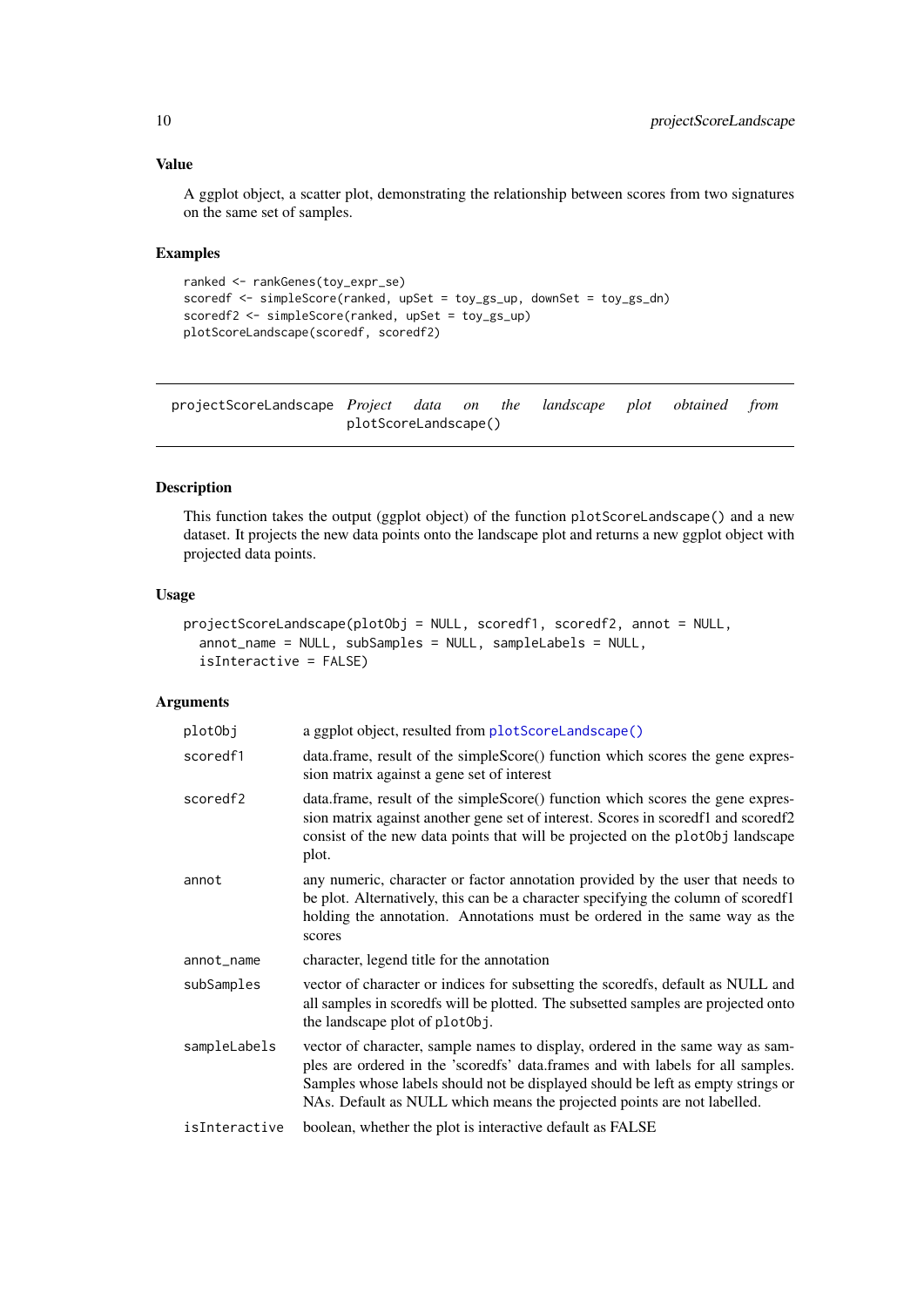## Value

A ggplot object, a scatter plot, demonstrating the relationship between scores from two signatures on the same set of samples.

## Examples

```
ranked <- rankGenes(toy_expr_se)
scoredf <- simpleScore(ranked, upSet = toy_gs_up, downSet = toy_gs_dn)
scoredf2 <- simpleScore(ranked, upSet = toy_gs_up)
plotScoreLandscape(scoredf, scoredf2)
```

---

# projectScoreLandscape *Project data on the landscape plot obtained from* plotScoreLandscape()

---

## Description

This function takes the output (ggplot object) of the function `plotScoreLandscape()` and a new dataset. It projects the new data points onto the landscape plot and returns a new ggplot object with projected data points.

## Usage

```
projectScoreLandscape(plotObj = NULL, scoredf1, scoredf2, annot = NULL,
  annot_name = NULL, subSamples = NULL, sampleLabels = NULL,
  isInteractive = FALSE)
```

## Arguments

| | |
|---|---|
| `plotObj` | a ggplot object, resulted from `plotScoreLandscape()` |
| `scoredf1` | data.frame, result of the simpleScore() function which scores the gene expression matrix against a gene set of interest |
| `scoredf2` | data.frame, result of the simpleScore() function which scores the gene expression matrix against another gene set of interest. Scores in scoredf1 and scoredf2 consist of the new data points that will be projected on the `plotObj` landscape plot. |
| `annot` | any numeric, character or factor annotation provided by the user that needs to be plot. Alternatively, this can be a character specifying the column of scoredf1 holding the annotation. Annotations must be ordered in the same way as the scores |
| `annot_name` | character, legend title for the annotation |
| `subSamples` | vector of character or indices for subsetting the scoredfs, default as NULL and all samples in scoredfs will be plotted. The subsetted samples are projected onto the landscape plot of `plotObj`. |
| `sampleLabels` | vector of character, sample names to display, ordered in the same way as samples are ordered in the 'scoredfs' data.frames and with labels for all samples. Samples whose labels should not be displayed should be left as empty strings or NAs. Default as NULL which means the projected points are not labelled. |
| `isInteractive` | boolean, whether the plot is interactive default as FALSE |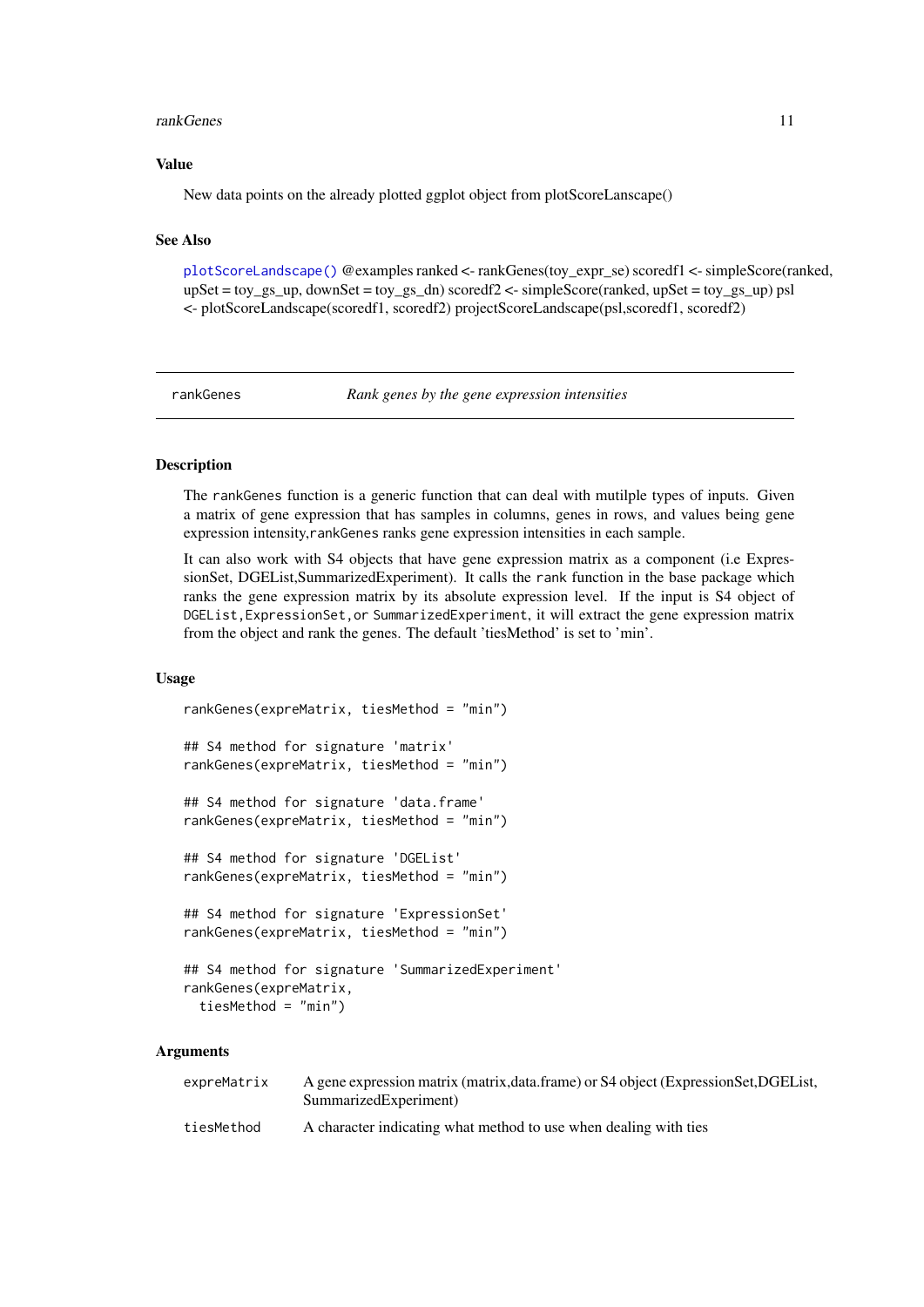### Value

New data points on the already plotted ggplot object from plotScoreLanscape()

### See Also

`plotScoreLandscape()` @examples ranked <- rankGenes(toy_expr_se) scoredf1 <- simpleScore(ranked, upSet = toy_gs_up, downSet = toy_gs_dn) scoredf2 <- simpleScore(ranked, upSet = toy_gs_up) psl <- plotScoreLandscape(scoredf1, scoredf2) projectScoreLandscape(psl,scoredf1, scoredf2)

---

## rankGenes — *Rank genes by the gene expression intensities*

### Description

The `rankGenes` function is a generic function that can deal with mutilple types of inputs. Given a matrix of gene expression that has samples in columns, genes in rows, and values being gene expression intensity,`rankGenes` ranks gene expression intensities in each sample.

It can also work with S4 objects that have gene expression matrix as a component (i.e ExpressionSet, DGEList,SummarizedExperiment). It calls the `rank` function in the base package which ranks the gene expression matrix by its absolute expression level. If the input is S4 object of `DGEList,ExpressionSet,or SummarizedExperiment`, it will extract the gene expression matrix from the object and rank the genes. The default 'tiesMethod' is set to 'min'.

### Usage

```
rankGenes(expreMatrix, tiesMethod = "min")

## S4 method for signature 'matrix'
rankGenes(expreMatrix, tiesMethod = "min")

## S4 method for signature 'data.frame'
rankGenes(expreMatrix, tiesMethod = "min")

## S4 method for signature 'DGEList'
rankGenes(expreMatrix, tiesMethod = "min")

## S4 method for signature 'ExpressionSet'
rankGenes(expreMatrix, tiesMethod = "min")

## S4 method for signature 'SummarizedExperiment'
rankGenes(expreMatrix,
  tiesMethod = "min")
```

### Arguments

| | |
|---|---|
| `expreMatrix` | A gene expression matrix (matrix,data.frame) or S4 object (ExpressionSet,DGEList, SummarizedExperiment) |
| `tiesMethod` | A character indicating what method to use when dealing with ties |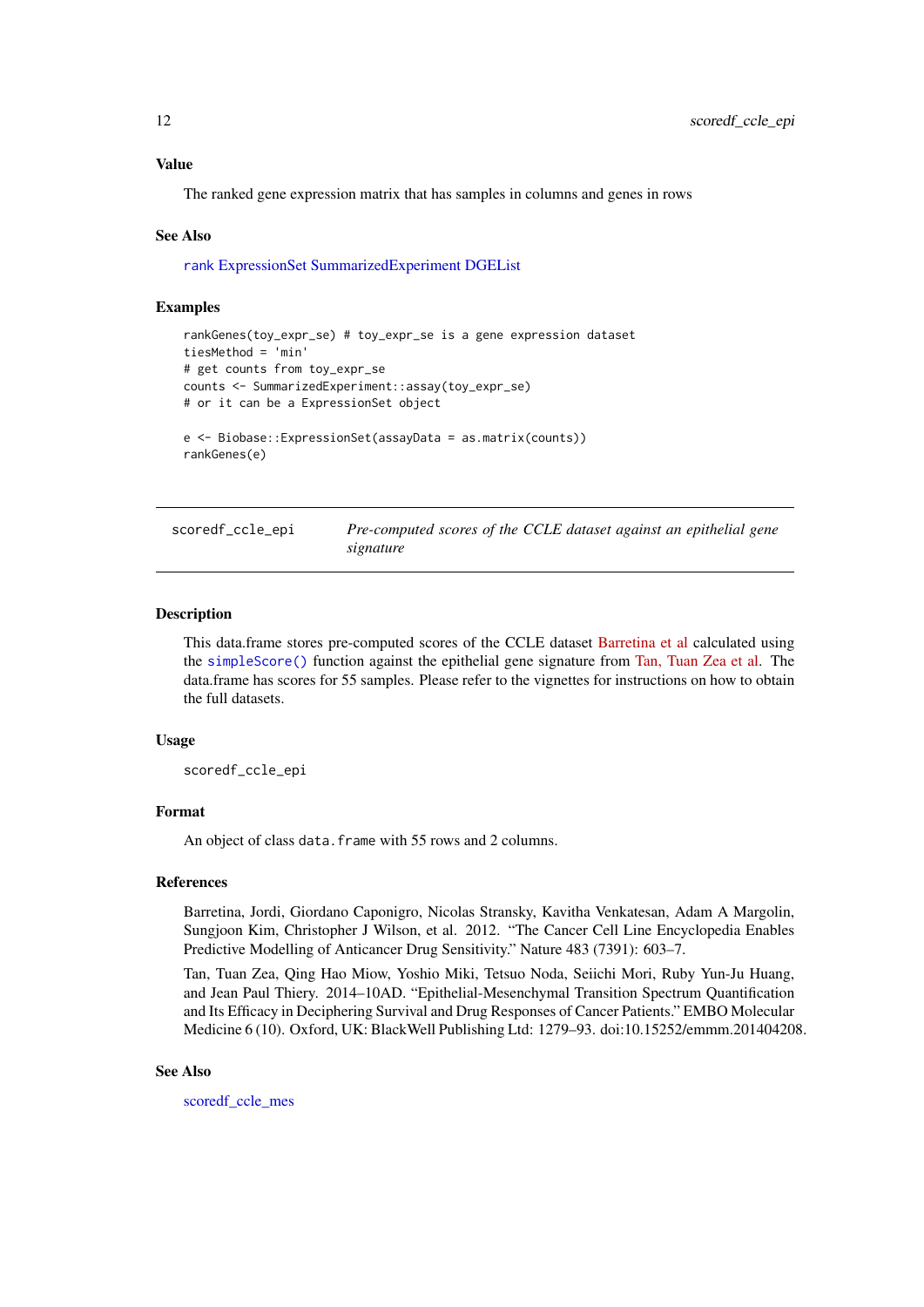### Value

The ranked gene expression matrix that has samples in columns and genes in rows

### See Also

rank ExpressionSet SummarizedExperiment DGEList

### Examples

```
rankGenes(toy_expr_se) # toy_expr_se is a gene expression dataset
tiesMethod = 'min'
# get counts from toy_expr_se
counts <- SummarizedExperiment::assay(toy_expr_se)
# or it can be a ExpressionSet object

e <- Biobase::ExpressionSet(assayData = as.matrix(counts))
rankGenes(e)
```

---

## scoredf_ccle_epi &nbsp;&nbsp;&nbsp; *Pre-computed scores of the CCLE dataset against an epithelial gene signature*

### Description

This data.frame stores pre-computed scores of the CCLE dataset Barretina et al calculated using the simpleScore() function against the epithelial gene signature from Tan, Tuan Zea et al. The data.frame has scores for 55 samples. Please refer to the vignettes for instructions on how to obtain the full datasets.

### Usage

```
scoredf_ccle_epi
```

### Format

An object of class data.frame with 55 rows and 2 columns.

### References

Barretina, Jordi, Giordano Caponigro, Nicolas Stransky, Kavitha Venkatesan, Adam A Margolin, Sungjoon Kim, Christopher J Wilson, et al. 2012. "The Cancer Cell Line Encyclopedia Enables Predictive Modelling of Anticancer Drug Sensitivity." Nature 483 (7391): 603–7.

Tan, Tuan Zea, Qing Hao Miow, Yoshio Miki, Tetsuo Noda, Seiichi Mori, Ruby Yun-Ju Huang, and Jean Paul Thiery. 2014–10AD. "Epithelial-Mesenchymal Transition Spectrum Quantification and Its Efficacy in Deciphering Survival and Drug Responses of Cancer Patients." EMBO Molecular Medicine 6 (10). Oxford, UK: BlackWell Publishing Ltd: 1279–93. doi:10.15252/emmm.201404208.

### See Also

scoredf_ccle_mes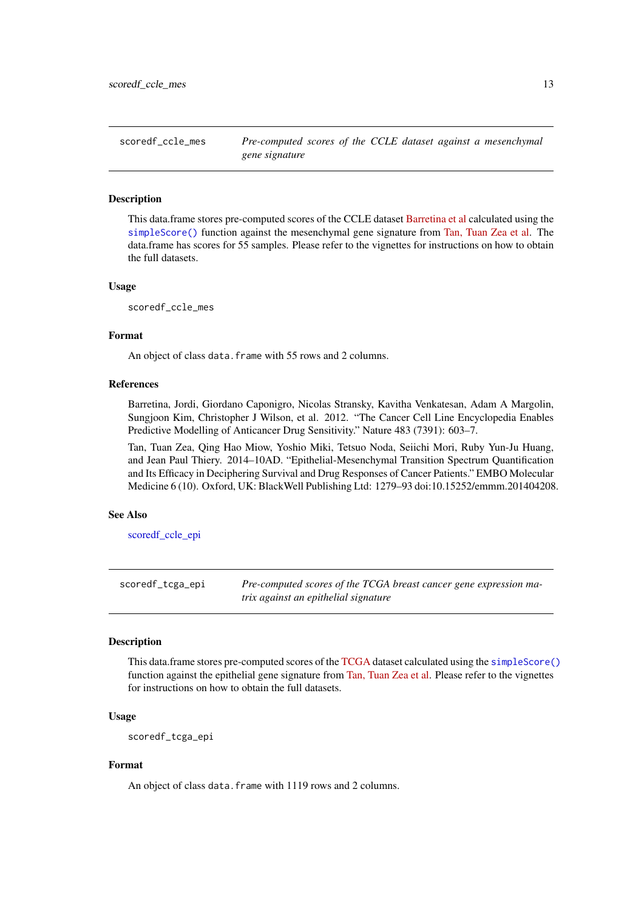## scoredf_ccle_mes

*Pre-computed scores of the CCLE dataset against a mesenchymal gene signature*

### Description

This data.frame stores pre-computed scores of the CCLE dataset Barretina et al calculated using the `simpleScore()` function against the mesenchymal gene signature from Tan, Tuan Zea et al. The data.frame has scores for 55 samples. Please refer to the vignettes for instructions on how to obtain the full datasets.

### Usage

```
scoredf_ccle_mes
```

### Format

An object of class `data.frame` with 55 rows and 2 columns.

### References

Barretina, Jordi, Giordano Caponigro, Nicolas Stransky, Kavitha Venkatesan, Adam A Margolin, Sungjoon Kim, Christopher J Wilson, et al. 2012. "The Cancer Cell Line Encyclopedia Enables Predictive Modelling of Anticancer Drug Sensitivity." Nature 483 (7391): 603–7.

Tan, Tuan Zea, Qing Hao Miow, Yoshio Miki, Tetsuo Noda, Seiichi Mori, Ruby Yun-Ju Huang, and Jean Paul Thiery. 2014–10AD. "Epithelial-Mesenchymal Transition Spectrum Quantification and Its Efficacy in Deciphering Survival and Drug Responses of Cancer Patients." EMBO Molecular Medicine 6 (10). Oxford, UK: BlackWell Publishing Ltd: 1279–93 doi:10.15252/emmm.201404208.

### See Also

scoredf_ccle_epi

## scoredf_tcga_epi

*Pre-computed scores of the TCGA breast cancer gene expression matrix against an epithelial signature*

### Description

This data.frame stores pre-computed scores of the TCGA dataset calculated using the `simpleScore()` function against the epithelial gene signature from Tan, Tuan Zea et al. Please refer to the vignettes for instructions on how to obtain the full datasets.

### Usage

```
scoredf_tcga_epi
```

### Format

An object of class `data.frame` with 1119 rows and 2 columns.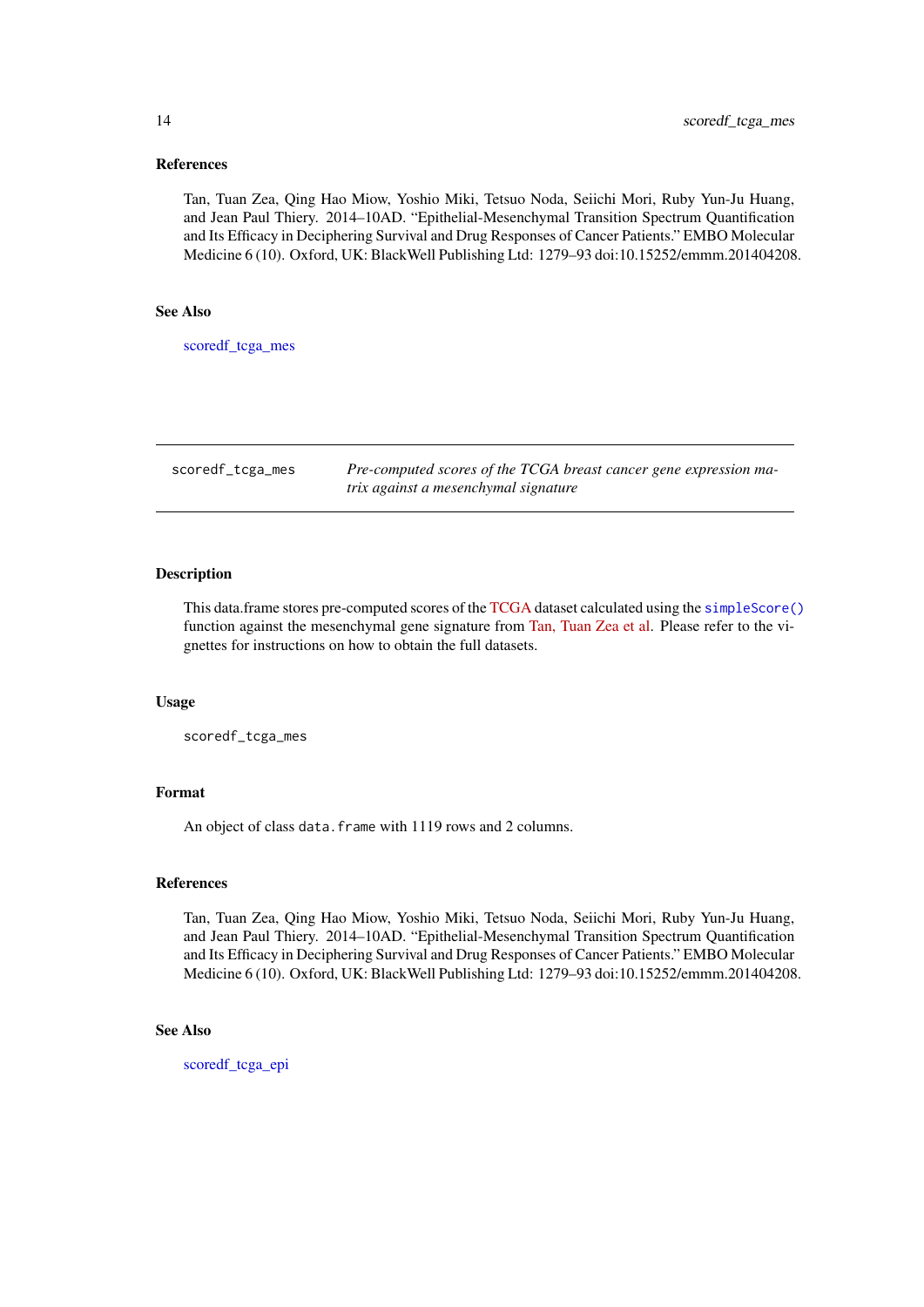### References

Tan, Tuan Zea, Qing Hao Miow, Yoshio Miki, Tetsuo Noda, Seiichi Mori, Ruby Yun-Ju Huang, and Jean Paul Thiery. 2014–10AD. "Epithelial-Mesenchymal Transition Spectrum Quantification and Its Efficacy in Deciphering Survival and Drug Responses of Cancer Patients." EMBO Molecular Medicine 6 (10). Oxford, UK: BlackWell Publishing Ltd: 1279–93 doi:10.15252/emmm.201404208.

### See Also

scoredf_tcga_mes

---

## scoredf_tcga_mes — *Pre-computed scores of the TCGA breast cancer gene expression matrix against a mesenchymal signature*

---

### Description

This data.frame stores pre-computed scores of the TCGA dataset calculated using the `simpleScore()` function against the mesenchymal gene signature from Tan, Tuan Zea et al. Please refer to the vignettes for instructions on how to obtain the full datasets.

### Usage

```
scoredf_tcga_mes
```

### Format

An object of class `data.frame` with 1119 rows and 2 columns.

### References

Tan, Tuan Zea, Qing Hao Miow, Yoshio Miki, Tetsuo Noda, Seiichi Mori, Ruby Yun-Ju Huang, and Jean Paul Thiery. 2014–10AD. "Epithelial-Mesenchymal Transition Spectrum Quantification and Its Efficacy in Deciphering Survival and Drug Responses of Cancer Patients." EMBO Molecular Medicine 6 (10). Oxford, UK: BlackWell Publishing Ltd: 1279–93 doi:10.15252/emmm.201404208.

### See Also

scoredf_tcga_epi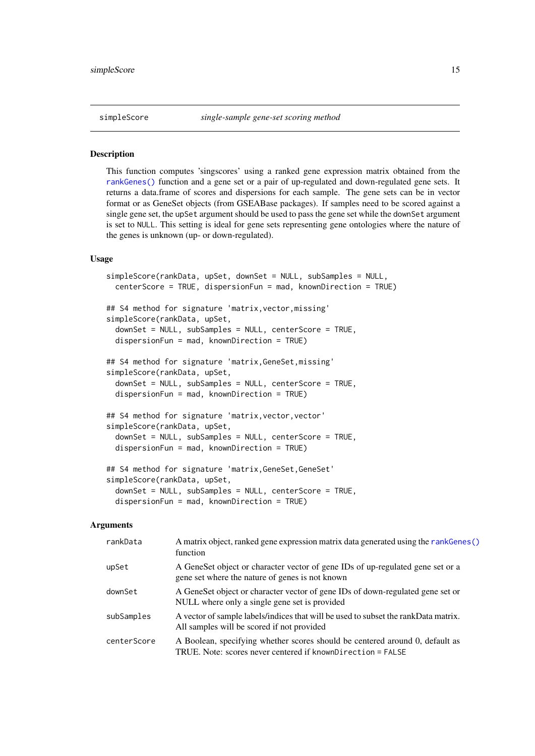## simpleScore — *single-sample gene-set scoring method*

### Description

This function computes 'singscores' using a ranked gene expression matrix obtained from the rankGenes() function and a gene set or a pair of up-regulated and down-regulated gene sets. It returns a data.frame of scores and dispersions for each sample. The gene sets can be in vector format or as GeneSet objects (from GSEABase packages). If samples need to be scored against a single gene set, the `upSet` argument should be used to pass the gene set while the `downSet` argument is set to `NULL`. This setting is ideal for gene sets representing gene ontologies where the nature of the genes is unknown (up- or down-regulated).

### Usage

```
simpleScore(rankData, upSet, downSet = NULL, subSamples = NULL,
  centerScore = TRUE, dispersionFun = mad, knownDirection = TRUE)

## S4 method for signature 'matrix,vector,missing'
simpleScore(rankData, upSet,
  downSet = NULL, subSamples = NULL, centerScore = TRUE,
  dispersionFun = mad, knownDirection = TRUE)

## S4 method for signature 'matrix,GeneSet,missing'
simpleScore(rankData, upSet,
  downSet = NULL, subSamples = NULL, centerScore = TRUE,
  dispersionFun = mad, knownDirection = TRUE)

## S4 method for signature 'matrix,vector,vector'
simpleScore(rankData, upSet,
  downSet = NULL, subSamples = NULL, centerScore = TRUE,
  dispersionFun = mad, knownDirection = TRUE)

## S4 method for signature 'matrix,GeneSet,GeneSet'
simpleScore(rankData, upSet,
  downSet = NULL, subSamples = NULL, centerScore = TRUE,
  dispersionFun = mad, knownDirection = TRUE)
```

### Arguments

| | |
|---|---|
| `rankData` | A matrix object, ranked gene expression matrix data generated using the rankGenes() function |
| `upSet` | A GeneSet object or character vector of gene IDs of up-regulated gene set or a gene set where the nature of genes is not known |
| `downSet` | A GeneSet object or character vector of gene IDs of down-regulated gene set or NULL where only a single gene set is provided |
| `subSamples` | A vector of sample labels/indices that will be used to subset the rankData matrix. All samples will be scored if not provided |
| `centerScore` | A Boolean, specifying whether scores should be centered around 0, default as TRUE. Note: scores never centered if `knownDirection = FALSE` |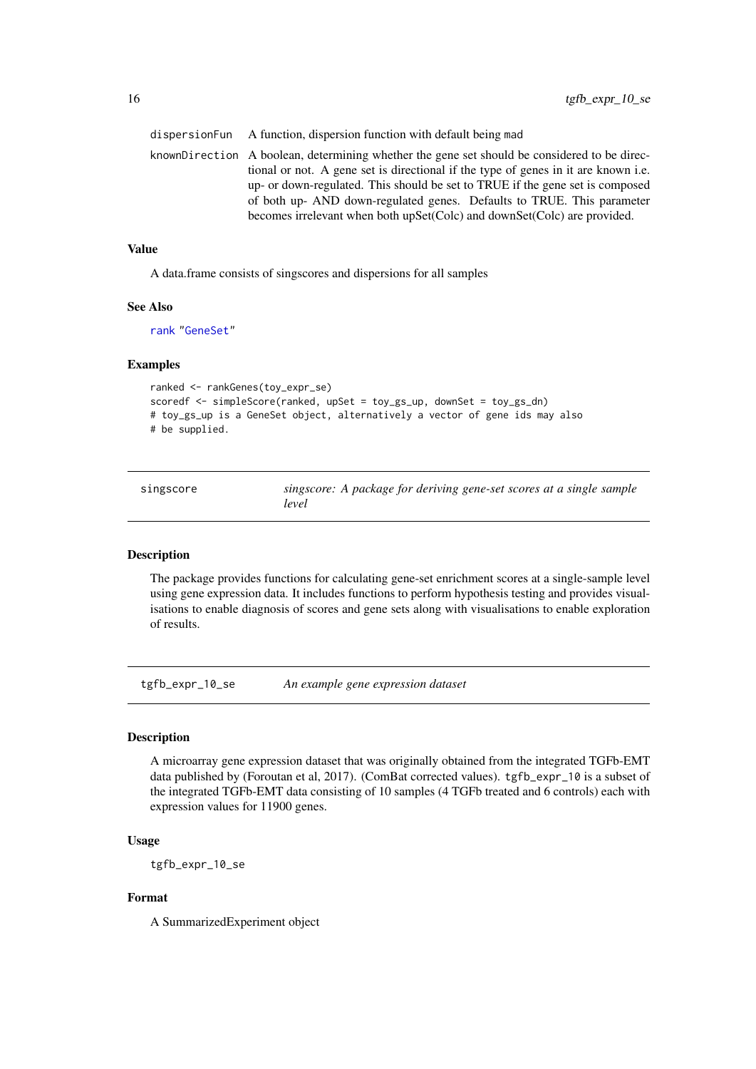dispersionFun A function, dispersion function with default being mad

knownDirection A boolean, determining whether the gene set should be considered to be directional or not. A gene set is directional if the type of genes in it are known i.e. up- or down-regulated. This should be set to TRUE if the gene set is composed of both up- AND down-regulated genes. Defaults to TRUE. This parameter becomes irrelevant when both upSet(Colc) and downSet(Colc) are provided.

### Value

A data.frame consists of singscores and dispersions for all samples

### See Also

rank "GeneSet"

### Examples

```
ranked <- rankGenes(toy_expr_se)
scoredf <- simpleScore(ranked, upSet = toy_gs_up, downSet = toy_gs_dn)
# toy_gs_up is a GeneSet object, alternatively a vector of gene ids may also
# be supplied.
```

---

## singscore — *singscore: A package for deriving gene-set scores at a single sample level*

### Description

The package provides functions for calculating gene-set enrichment scores at a single-sample level using gene expression data. It includes functions to perform hypothesis testing and provides visualisations to enable diagnosis of scores and gene sets along with visualisations to enable exploration of results.

---

## tgfb_expr_10_se — *An example gene expression dataset*

### Description

A microarray gene expression dataset that was originally obtained from the integrated TGFb-EMT data published by (Foroutan et al, 2017). (ComBat corrected values). tgfb_expr_10 is a subset of the integrated TGFb-EMT data consisting of 10 samples (4 TGFb treated and 6 controls) each with expression values for 11900 genes.

### Usage

```
tgfb_expr_10_se
```

### Format

A SummarizedExperiment object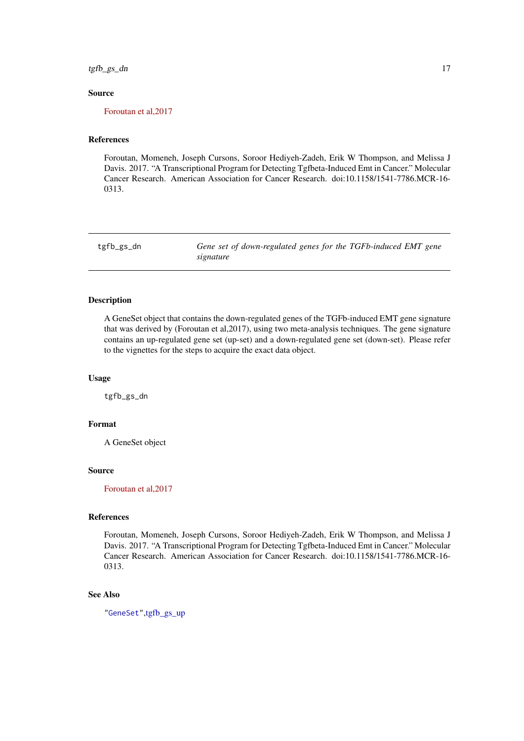### Source

Foroutan et al,2017

### References

Foroutan, Momeneh, Joseph Cursons, Soroor Hediyeh-Zadeh, Erik W Thompson, and Melissa J Davis. 2017. "A Transcriptional Program for Detecting Tgfbeta-Induced Emt in Cancer." Molecular Cancer Research. American Association for Cancer Research. doi:10.1158/1541-7786.MCR-16-0313.

---

## tgfb_gs_dn — *Gene set of down-regulated genes for the TGFb-induced EMT gene signature*

---

### Description

A GeneSet object that contains the down-regulated genes of the TGFb-induced EMT gene signature that was derived by (Foroutan et al,2017), using two meta-analysis techniques. The gene signature contains an up-regulated gene set (up-set) and a down-regulated gene set (down-set). Please refer to the vignettes for the steps to acquire the exact data object.

### Usage

```
tgfb_gs_dn
```

### Format

A GeneSet object

### Source

Foroutan et al,2017

### References

Foroutan, Momeneh, Joseph Cursons, Soroor Hediyeh-Zadeh, Erik W Thompson, and Melissa J Davis. 2017. "A Transcriptional Program for Detecting Tgfbeta-Induced Emt in Cancer." Molecular Cancer Research. American Association for Cancer Research. doi:10.1158/1541-7786.MCR-16-0313.

### See Also

"GeneSet",tgfb_gs_up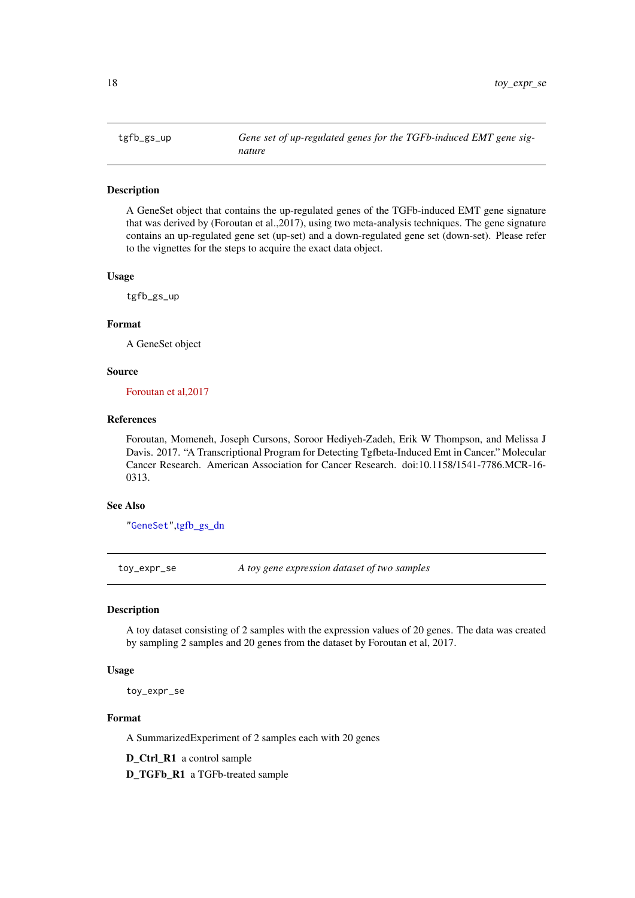## tgfb_gs_up — *Gene set of up-regulated genes for the TGFb-induced EMT gene signature*

### Description

A GeneSet object that contains the up-regulated genes of the TGFb-induced EMT gene signature that was derived by (Foroutan et al.,2017), using two meta-analysis techniques. The gene signature contains an up-regulated gene set (up-set) and a down-regulated gene set (down-set). Please refer to the vignettes for the steps to acquire the exact data object.

### Usage

```
tgfb_gs_up
```

### Format

A GeneSet object

### Source

Foroutan et al,2017

### References

Foroutan, Momeneh, Joseph Cursons, Soroor Hediyeh-Zadeh, Erik W Thompson, and Melissa J Davis. 2017. "A Transcriptional Program for Detecting Tgfbeta-Induced Emt in Cancer." Molecular Cancer Research. American Association for Cancer Research. doi:10.1158/1541-7786.MCR-16-0313.

### See Also

"GeneSet",tgfb_gs_dn

## toy_expr_se — *A toy gene expression dataset of two samples*

### Description

A toy dataset consisting of 2 samples with the expression values of 20 genes. The data was created by sampling 2 samples and 20 genes from the dataset by Foroutan et al, 2017.

### Usage

```
toy_expr_se
```

### Format

A SummarizedExperiment of 2 samples each with 20 genes

**D_Ctrl_R1** a control sample

**D_TGFb_R1** a TGFb-treated sample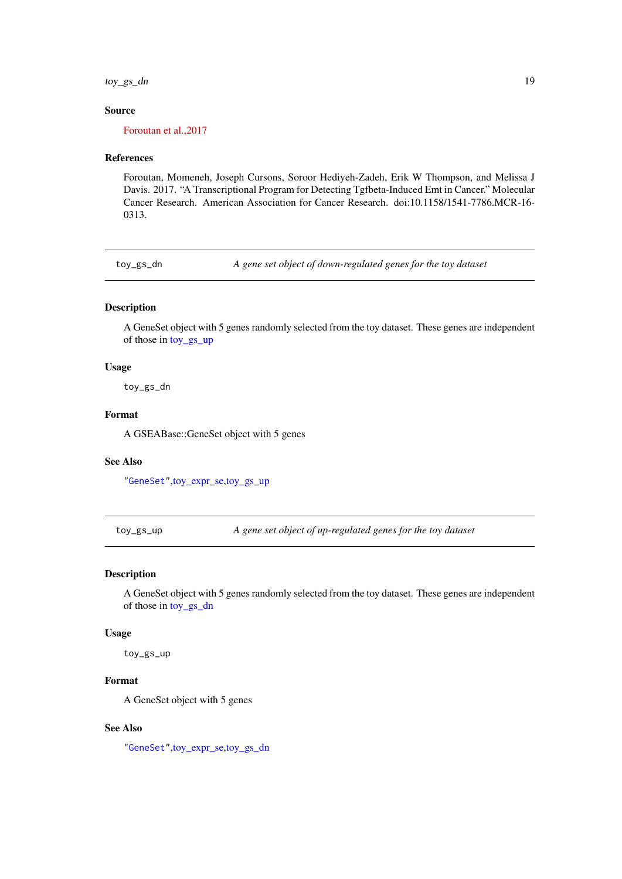### Source

Foroutan et al.,2017

### References

Foroutan, Momeneh, Joseph Cursons, Soroor Hediyeh-Zadeh, Erik W Thompson, and Melissa J Davis. 2017. "A Transcriptional Program for Detecting Tgfbeta-Induced Emt in Cancer." Molecular Cancer Research. American Association for Cancer Research. doi:10.1158/1541-7786.MCR-16-0313.

---

## toy_gs_dn — *A gene set object of down-regulated genes for the toy dataset*

### Description

A GeneSet object with 5 genes randomly selected from the toy dataset. These genes are independent of those in toy_gs_up

### Usage

```
toy_gs_dn
```

### Format

A GSEABase::GeneSet object with 5 genes

### See Also

"GeneSet",toy_expr_se,toy_gs_up

---

## toy_gs_up — *A gene set object of up-regulated genes for the toy dataset*

### Description

A GeneSet object with 5 genes randomly selected from the toy dataset. These genes are independent of those in toy_gs_dn

### Usage

```
toy_gs_up
```

### Format

A GeneSet object with 5 genes

### See Also

"GeneSet",toy_expr_se,toy_gs_dn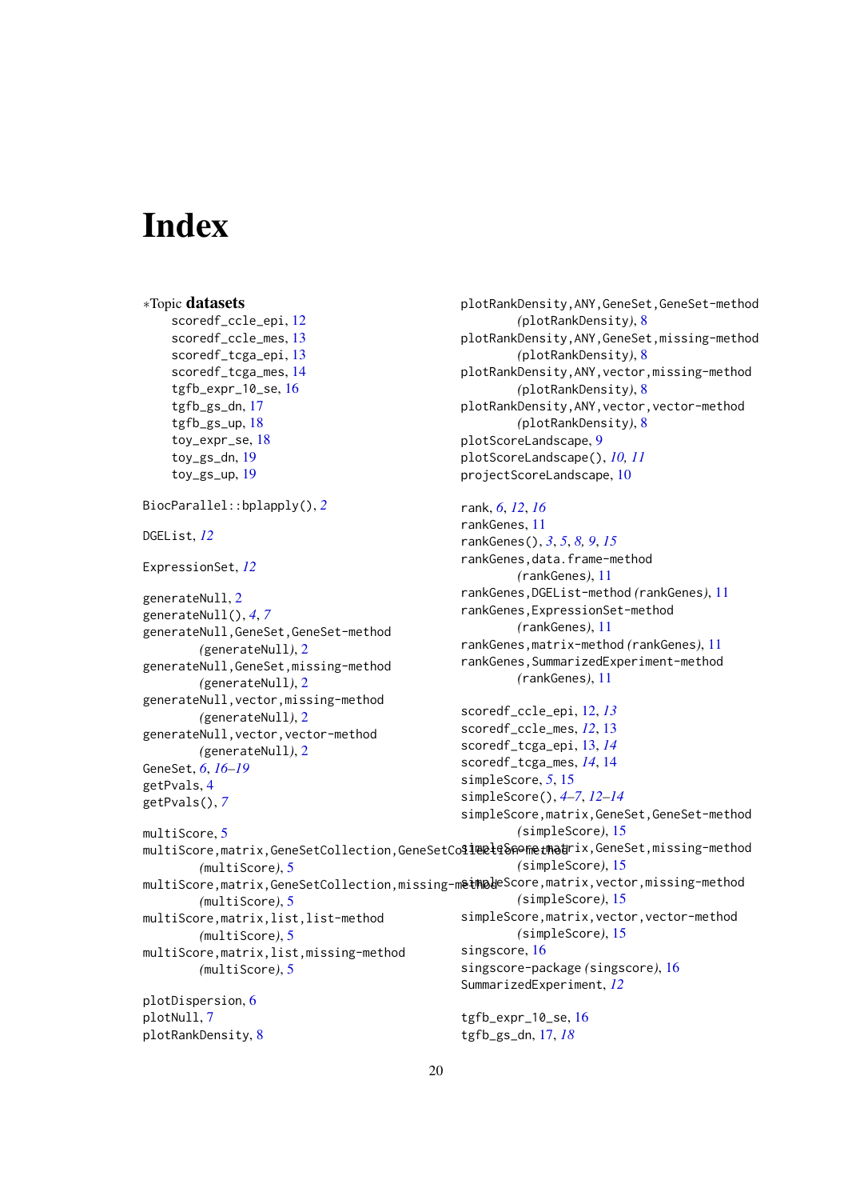# Index

∗Topic **datasets**
- scoredf_ccle_epi, 12
- scoredf_ccle_mes, 13
- scoredf_tcga_epi, 13
- scoredf_tcga_mes, 14
- tgfb_expr_10_se, 16
- tgfb_gs_dn, 17
- tgfb_gs_up, 18
- toy_expr_se, 18
- toy_gs_dn, 19
- toy_gs_up, 19

BiocParallel::bplapply(), *2*

DGEList, *12*

ExpressionSet, *12*

generateNull, 2
generateNull(), *4*, *7*
generateNull,GeneSet,GeneSet-method *(generateNull)*, 2
generateNull,GeneSet,missing-method *(generateNull)*, 2
generateNull,vector,missing-method *(generateNull)*, 2
generateNull,vector,vector-method *(generateNull)*, 2
GeneSet, *6*, *16–19*
getPvals, 4
getPvals(), *7*

multiScore, 5
multiScore,matrix,GeneSetCollection,GeneSetCollection-method *(multiScore)*, 5
multiScore,matrix,GeneSetCollection,missing-method *(multiScore)*, 5
multiScore,matrix,list,list-method *(multiScore)*, 5
multiScore,matrix,list,missing-method *(multiScore)*, 5

plotDispersion, 6
plotNull, 7
plotRankDensity, 8
plotRankDensity,ANY,GeneSet,GeneSet-method *(plotRankDensity)*, 8
plotRankDensity,ANY,GeneSet,missing-method *(plotRankDensity)*, 8
plotRankDensity,ANY,vector,missing-method *(plotRankDensity)*, 8
plotRankDensity,ANY,vector,vector-method *(plotRankDensity)*, 8
plotScoreLandscape, 9
plotScoreLandscape(), *10*, *11*
projectScoreLandscape, 10

rank, *6*, *12*, *16*
rankGenes, 11
rankGenes(), *3*, *5*, *8*, *9*, *15*
rankGenes,data.frame-method *(rankGenes)*, 11
rankGenes,DGEList-method *(rankGenes)*, 11
rankGenes,ExpressionSet-method *(rankGenes)*, 11
rankGenes,matrix-method *(rankGenes)*, 11
rankGenes,SummarizedExperiment-method *(rankGenes)*, 11

scoredf_ccle_epi, 12, *13*
scoredf_ccle_mes, *12*, 13
scoredf_tcga_epi, 13, *14*
scoredf_tcga_mes, *14*, 14
simpleScore, *5*, 15
simpleScore(), *4–7*, *12–14*
simpleScore,matrix,GeneSet,GeneSet-method *(simpleScore)*, 15
simpleScore,matrix,GeneSet,missing-method *(simpleScore)*, 15
simpleScore,matrix,vector,missing-method *(simpleScore)*, 15
simpleScore,matrix,vector,vector-method *(simpleScore)*, 15
singscore, 16
singscore-package *(singscore)*, 16
SummarizedExperiment, *12*

tgfb_expr_10_se, 16
tgfb_gs_dn, 17, *18*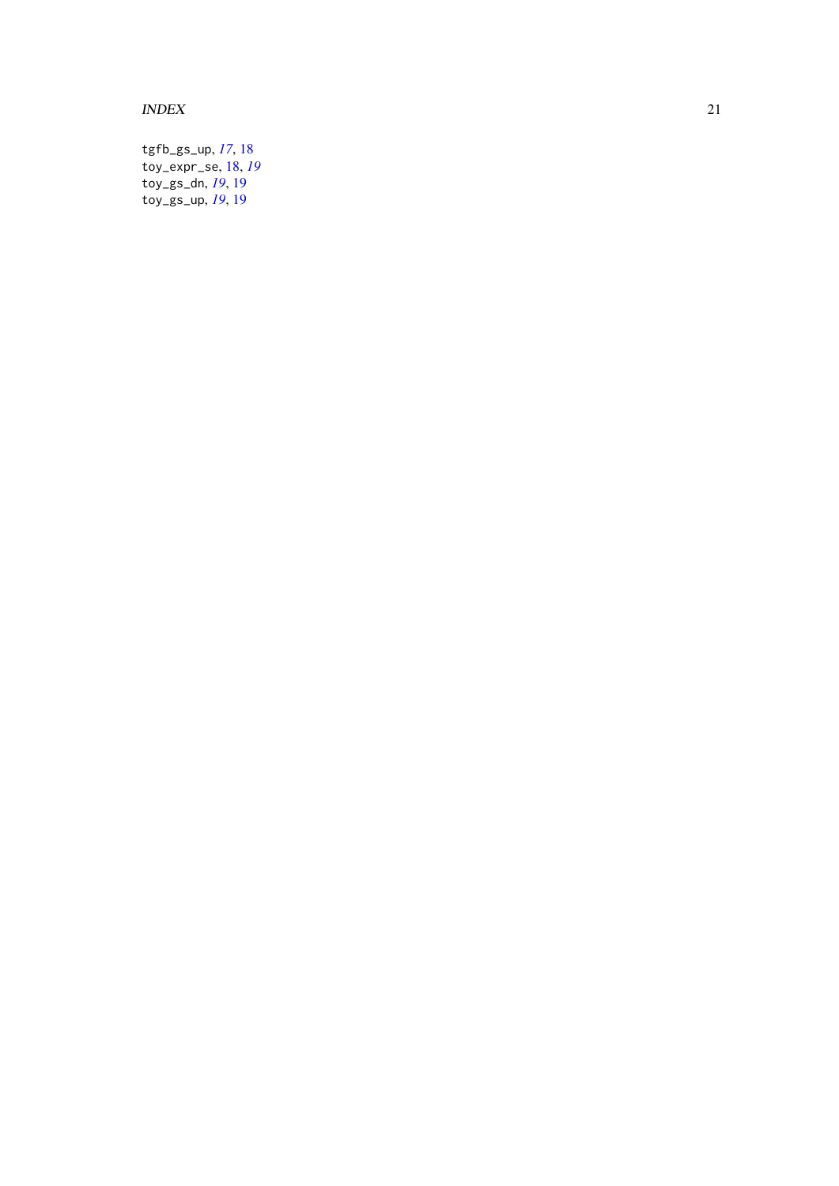tgfb_gs_up, *17*, 18
toy_expr_se, 18, *19*
toy_gs_dn, *19*, 19
toy_gs_up, *19*, 19